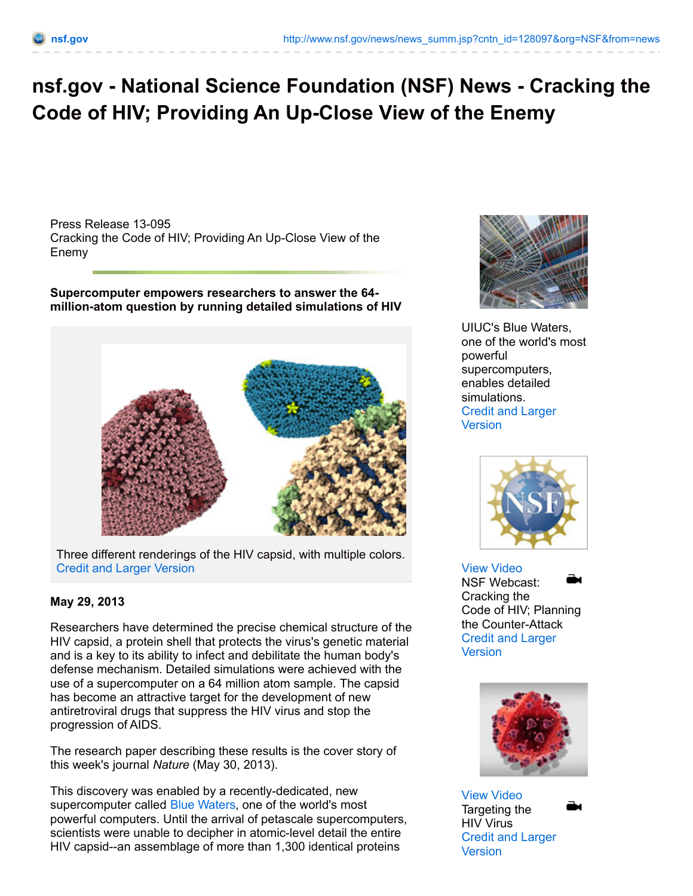# nsf.gov - National Science Foundation (NSF) News - Cracking the Code of HIV; Providing An Up-Close View of the Enemy

Press Release 13-095
Cracking the Code of HIV; Providing An Up-Close View of the Enemy

**Supercomputer empowers researchers to answer the 64-million-atom question by running detailed simulations of HIV**

Three different renderings of the HIV capsid, with multiple colors.
Credit and Larger Version

**May 29, 2013**

Researchers have determined the precise chemical structure of the HIV capsid, a protein shell that protects the virus's genetic material and is a key to its ability to infect and debilitate the human body's defense mechanism. Detailed simulations were achieved with the use of a supercomputer on a 64 million atom sample. The capsid has become an attractive target for the development of new antiretroviral drugs that suppress the HIV virus and stop the progression of AIDS.

The research paper describing these results is the cover story of this week's journal *Nature* (May 30, 2013).

This discovery was enabled by a recently-dedicated, new supercomputer called Blue Waters, one of the world's most powerful computers. Until the arrival of petascale supercomputers, scientists were unable to decipher in atomic-level detail the entire HIV capsid--an assemblage of more than 1,300 identical proteins

UIUC's Blue Waters, one of the world's most powerful supercomputers, enables detailed simulations.
Credit and Larger Version

View Video
NSF Webcast: Cracking the Code of HIV; Planning the Counter-Attack
Credit and Larger Version

View Video
Targeting the HIV Virus
Credit and Larger Version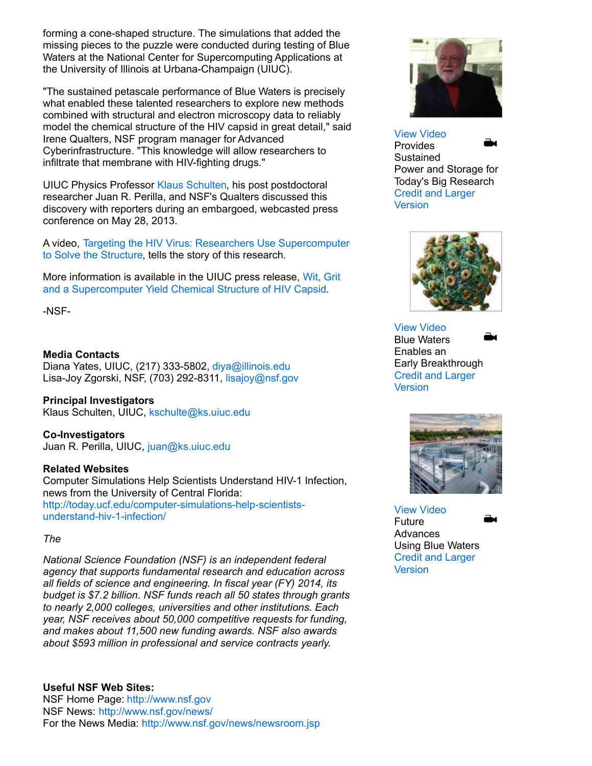forming a cone-shaped structure. The simulations that added the missing pieces to the puzzle were conducted during testing of Blue Waters at the National Center for Supercomputing Applications at the University of Illinois at Urbana-Champaign (UIUC).

"The sustained petascale performance of Blue Waters is precisely what enabled these talented researchers to explore new methods combined with structural and electron microscopy data to reliably model the chemical structure of the HIV capsid in great detail," said Irene Qualters, NSF program manager for Advanced Cyberinfrastructure. "This knowledge will allow researchers to infiltrate that membrane with HIV-fighting drugs."

UIUC Physics Professor Klaus Schulten, his post postdoctoral researcher Juan R. Perilla, and NSF's Qualters discussed this discovery with reporters during an embargoed, webcasted press conference on May 28, 2013.

A video, Targeting the HIV Virus: Researchers Use Supercomputer to Solve the Structure, tells the story of this research.

More information is available in the UIUC press release, Wit, Grit and a Supercomputer Yield Chemical Structure of HIV Capsid.

-NSF-

**Media Contacts**
Diana Yates, UIUC, (217) 333-5802, diya@illinois.edu
Lisa-Joy Zgorski, NSF, (703) 292-8311, lisajoy@nsf.gov

**Principal Investigators**
Klaus Schulten, UIUC, kschulte@ks.uiuc.edu

**Co-Investigators**
Juan R. Perilla, UIUC, juan@ks.uiuc.edu

**Related Websites**
Computer Simulations Help Scientists Understand HIV-1 Infection, news from the University of Central Florida: http://today.ucf.edu/computer-simulations-help-scientists-understand-hiv-1-infection/

*The*

*National Science Foundation (NSF) is an independent federal agency that supports fundamental research and education across all fields of science and engineering. In fiscal year (FY) 2014, its budget is $7.2 billion. NSF funds reach all 50 states through grants to nearly 2,000 colleges, universities and other institutions. Each year, NSF receives about 50,000 competitive requests for funding, and makes about 11,500 new funding awards. NSF also awards about $593 million in professional and service contracts yearly.*

**Useful NSF Web Sites:**
NSF Home Page: http://www.nsf.gov
NSF News: http://www.nsf.gov/news/
For the News Media: http://www.nsf.gov/news/newsroom.jsp

View Video
Provides Sustained Power and Storage for Today's Big Research
Credit and Larger Version

View Video
Blue Waters Enables an Early Breakthrough
Credit and Larger Version

View Video
Future Advances Using Blue Waters
Credit and Larger Version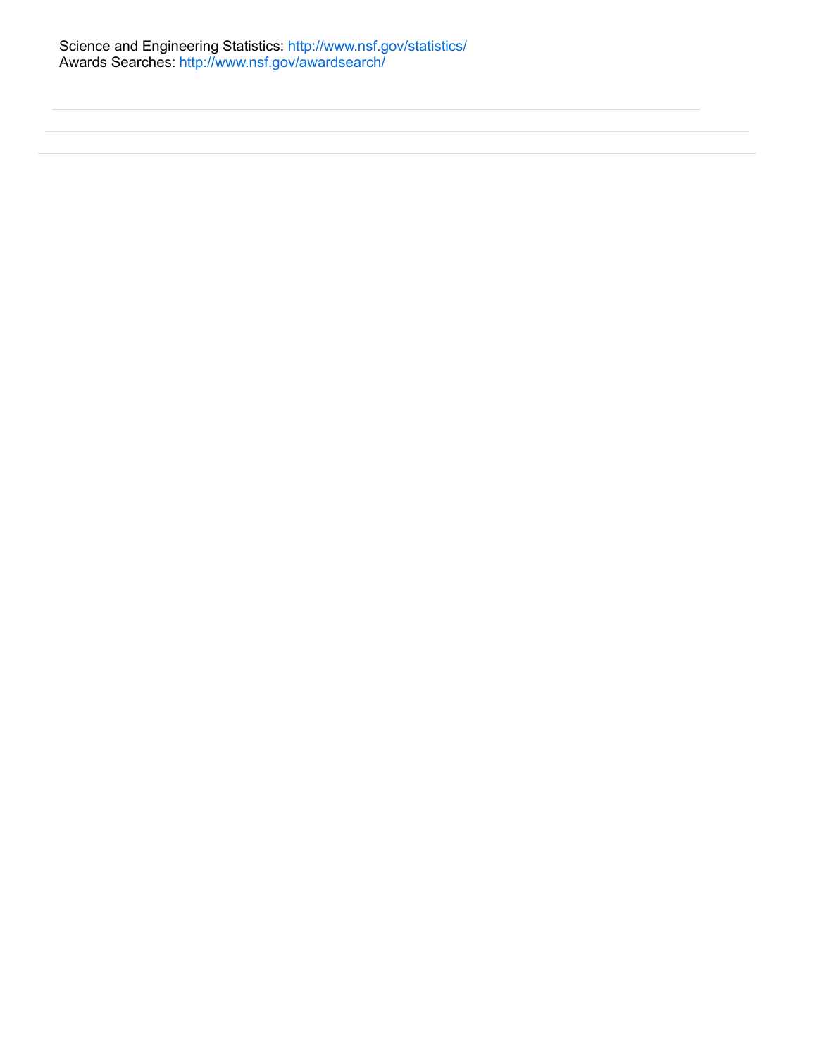Science and Engineering Statistics: http://www.nsf.gov/statistics/
Awards Searches: http://www.nsf.gov/awardsearch/